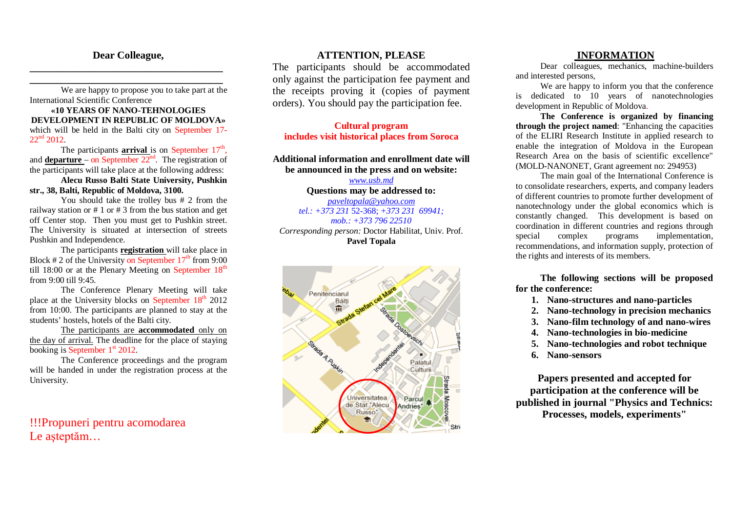## Dear Colleague,

\_\_\_\_\_\_\_\_\_\_\_\_\_\_\_\_\_\_\_\_\_\_\_\_\_\_\_\_\_\_\_\_\_\_\_\_\_\_

\_\_\_\_\_\_\_\_\_\_\_\_\_\_\_\_\_\_\_\_\_\_\_\_\_\_\_\_\_\_\_\_\_\_\_\_\_\_

We are happy to propose you to take part at the International Scientific Conference

**«10 YEARS OF NANO-TEHNOLOGIES DEVELOPMENT IN REPUBLIC OF MOLDOVA»**

which will be held in the Balti city on September 17-22nd 2012.

The participants **arrival** is on September 17th, and **departure** – on September 22nd. The registration of the participants will take place at the following address:

**Alecu Russo Balti State University, Pushkin str., 38, Balti, Republic of Moldova, 3100.**

You should take the trolley bus # 2 from the railway station or # 1 or # 3 from the bus station and get off Center stop. Then you must get to Pushkin street. The University is situated at intersection of streets Pushkin and Independence.

The participants **registration** will take place in Block # 2 of the University on September 17th from 9:00 till 18:00 or at the Plenary Meeting on September 18th from 9:00 till 9:45.

The Conference Plenary Meeting will take place at the University blocks on September 18th 2012 from 10:00. The participants are planned to stay at the students' hostels, hotels of the Balti city.

The participants are **accommodated** only on the day of arrival. The deadline for the place of staying booking is September 1st 2012.

The Conference proceedings and the program will be handed in under the registration process at the University.

!!!Propuneri pentru acomodarea
Le așteptăm…

## ATTENTION, PLEASE

The participants should be accommodated only against the participation fee payment and the receipts proving it (copies of payment orders). You should pay the participation fee.

**Cultural program**
**includes visit historical places from Soroca**

**Additional information and enrollment date will be announced in the press and on website:**

*www.usb.md*

**Questions may be addressed to:**

*paveltopala@yahoo.com*

*tel.: +373 231* 52-368; *+373 231 69941;*

*mob.: +373 796 22510*

*Corresponding person:* Doctor Habilitat, Univ. Prof. **Pavel Topala**

## INFORMATION

Dear colleagues, mechanics, machine-builders and interested persons,

We are happy to inform you that the conference is dedicated to 10 years of nanotechnologies development in Republic of Moldova.

**The Conference is organized by financing through the project named**: "Enhancing the capacities of the ELIRI Research Institute in applied research to enable the integration of Moldova in the European Research Area on the basis of scientific excellence" (MOLD-NANONET, Grant agreement no: 294953)

The main goal of the International Conference is to consolidate researchers, experts, and company leaders of different countries to promote further development of nanotechnology under the global economics which is constantly changed. This development is based on coordination in different countries and regions through special complex programs implementation, recommendations, and information supply, protection of the rights and interests of its members.

**The following sections will be proposed for the conference:**

1. **Nano-structures and nano-particles**
2. **Nano-technology in precision mechanics**
3. **Nano-film technology of and nano-wires**
4. **Nano-technologies in bio-medicine**
5. **Nano-technologies and robot technique**
6. **Nano-sensors**

**Papers presented and accepted for participation at the conference will be published in journal "Physics and Technics: Processes, models, experiments"**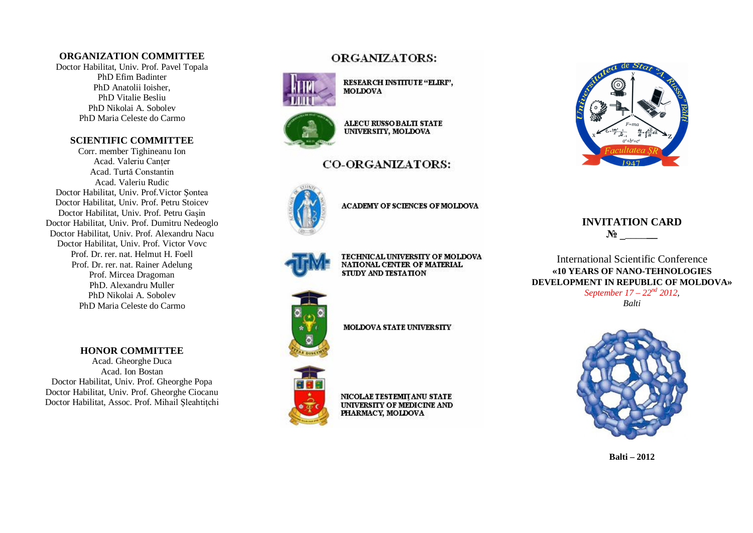## ORGANIZATION COMMITTEE

Doctor Habilitat, Univ. Prof. Pavel Topala
PhD Efim Badinter
PhD Anatolii Ioisher,
PhD Vitalie Besliu
PhD Nikolai A. Sobolev
PhD Maria Celeste do Carmo

## SCIENTIFIC COMMITTEE

Corr. member Tighineanu Ion
Acad. Valeriu Canțer
Acad. Turtă Constantin
Acad. Valeriu Rudic
Doctor Habilitat, Univ. Prof.Victor Șontea
Doctor Habilitat, Univ. Prof. Petru Stoicev
Doctor Habilitat, Univ. Prof. Petru Gașin
Doctor Habilitat, Univ. Prof. Dumitru Nedeoglo
Doctor Habilitat, Univ. Prof. Alexandru Nacu
Doctor Habilitat, Univ. Prof. Victor Vovc
Prof. Dr. rer. nat. Helmut H. Foell
Prof. Dr. rer. nat. Rainer Adelung
Prof. Mircea Dragoman
PhD. Alexandru Muller
PhD Nikolai A. Sobolev
PhD Maria Celeste do Carmo

## HONOR COMMITTEE

Acad. Gheorghe Duca
Acad. Ion Bostan
Doctor Habilitat, Univ. Prof. Gheorghe Popa
Doctor Habilitat, Univ. Prof. Gheorghe Ciocanu
Doctor Habilitat, Assoc. Prof. Mihail Șleahtițchi

## ORGANIZATORS:

RESEARCH INSTITUTE "ELIRI", MOLDOVA

ALECU RUSSO BALTI STATE UNIVERSITY, MOLDOVA

## CO-ORGANIZATORS:

ACADEMY OF SCIENCES OF MOLDOVA

TECHNICAL UNIVERSITY OF MOLDOVA NATIONAL CENTER OF MATERIAL STUDY AND TESTATION

MOLDOVA STATE UNIVERSITY

NICOLAE TESTEMIȚANU STATE UNIVERSITY OF MEDICINE AND PHARMACY, MOLDOVA

# INVITATION CARD

**№ _______**

International Scientific Conference

**«10 YEARS OF NANO-TEHNOLOGIES DEVELOPMENT IN REPUBLIC OF MOLDOVA»**

*September 17 – 22nd 2012,*

*Balti*

**Balti – 2012**